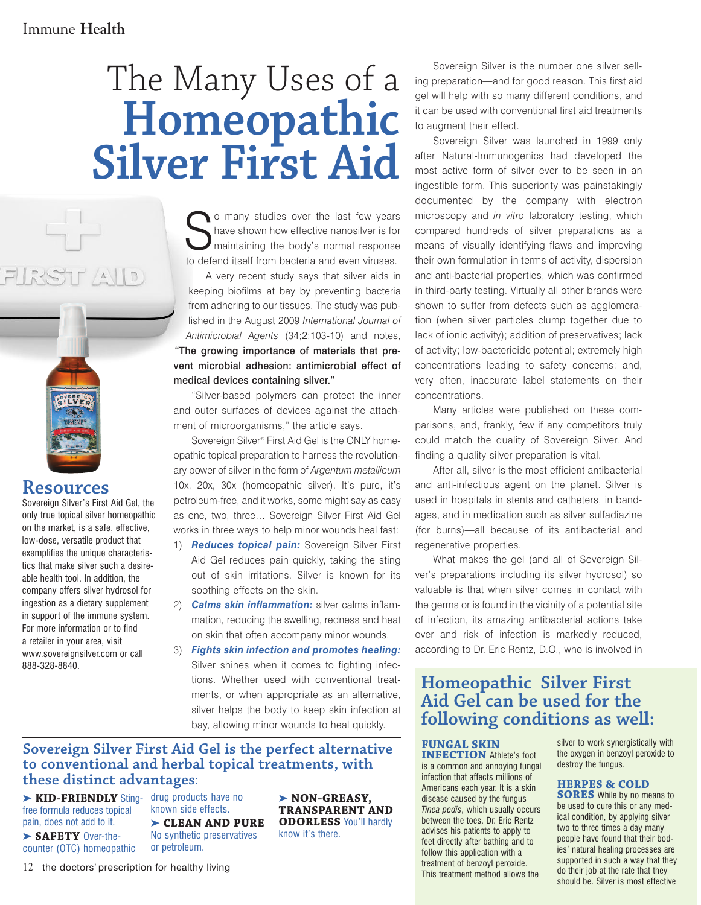# The Many Uses of a Homeopathic Silver First Aid

So many studies over the last few years have shown how effective nanosilver is for maintaining the body's normal response to defend itself from bacteria and even viruses.

A very recent study says that silver aids in keeping biofilms at bay by preventing bacteria from adhering to our tissues. The study was published in the August 2009 *International Journal of Antimicrobial Agents* (34;2:103-10) and notes, **"The growing importance of materials that prevent microbial adhesion: antimicrobial effect of medical devices containing silver."**

"Silver-based polymers can protect the inner and outer surfaces of devices against the attachment of microorganisms," the article says.

Sovereign Silver® First Aid Gel is the ONLY homeopathic topical preparation to harness the revolutionary power of silver in the form of *Argentum metallicum* 10x, 20x, 30x (homeopathic silver). It's pure, it's petroleum-free, and it works, some might say as easy as one, two, three… Sovereign Silver First Aid Gel works in three ways to help minor wounds heal fast:

1) ***Reduces topical pain:*** Sovereign Silver First Aid Gel reduces pain quickly, taking the sting out of skin irritations. Silver is known for its soothing effects on the skin.
2) ***Calms skin inflammation:*** silver calms inflammation, reducing the swelling, redness and heat on skin that often accompany minor wounds.
3) ***Fights skin infection and promotes healing:*** Silver shines when it comes to fighting infections. Whether used with conventional treatments, or when appropriate as an alternative, silver helps the body to keep skin infection at bay, allowing minor wounds to heal quickly.

Sovereign Silver is the number one silver selling preparation—and for good reason. This first aid gel will help with so many different conditions, and it can be used with conventional first aid treatments to augment their effect.

Sovereign Silver was launched in 1999 only after Natural-Immunogenics had developed the most active form of silver ever to be seen in an ingestible form. This superiority was painstakingly documented by the company with electron microscopy and *in vitro* laboratory testing, which compared hundreds of silver preparations as a means of visually identifying flaws and improving their own formulation in terms of activity, dispersion and anti-bacterial properties, which was confirmed in third-party testing. Virtually all other brands were shown to suffer from defects such as agglomeration (when silver particles clump together due to lack of ionic activity); addition of preservatives; lack of activity; low-bactericide potential; extremely high concentrations leading to safety concerns; and, very often, inaccurate label statements on their concentrations.

Many articles were published on these comparisons, and, frankly, few if any competitors truly could match the quality of Sovereign Silver. And finding a quality silver preparation is vital.

After all, silver is the most efficient antibacterial and anti-infectious agent on the planet. Silver is used in hospitals in stents and catheters, in bandages, and in medication such as silver sulfadiazine (for burns)—all because of its antibacterial and regenerative properties.

What makes the gel (and all of Sovereign Silver's preparations including its silver hydrosol) so valuable is that when silver comes in contact with the germs or is found in the vicinity of a potential site of infection, its amazing antibacterial actions take over and risk of infection is markedly reduced, according to Dr. Eric Rentz, D.O., who is involved in

## Resources

Sovereign Silver's First Aid Gel, the only true topical silver homeopathic on the market, is a safe, effective, low-dose, versatile product that exemplifies the unique characteristics that make silver such a desireable health tool. In addition, the company offers silver hydrosol for ingestion as a dietary supplement in support of the immune system. For more information or to find a retailer in your area, visit www.sovereignsilver.com or call 888-328-8840.

## Sovereign Silver First Aid Gel is the perfect alternative to conventional and herbal topical treatments, with these distinct advantages:

- **KID-FRIENDLY** Sting-free formula reduces topical pain, does not add to it.
- **SAFETY** Over-the-counter (OTC) homeopathic drug products have no known side effects.
- **CLEAN AND PURE** No synthetic preservatives or petroleum.
- **NON-GREASY, TRANSPARENT AND ODORLESS** You'll hardly know it's there.

## Homeopathic Silver First Aid Gel can be used for the following conditions as well:

**FUNGAL SKIN INFECTION** Athlete's foot is a common and annoying fungal infection that affects millions of Americans each year. It is a skin disease caused by the fungus *Tinea pedis*, which usually occurs between the toes. Dr. Eric Rentz advises his patients to apply to feet directly after bathing and to follow this application with a treatment of benzoyl peroxide. This treatment method allows the silver to work synergistically with the oxygen in benzoyl peroxide to destroy the fungus.

**HERPES & COLD SORES** While by no means to be used to cure this or any medical condition, by applying silver two to three times a day many people have found that their bodies' natural healing processes are supported in such a way that they do their job at the rate that they should be. Silver is most effective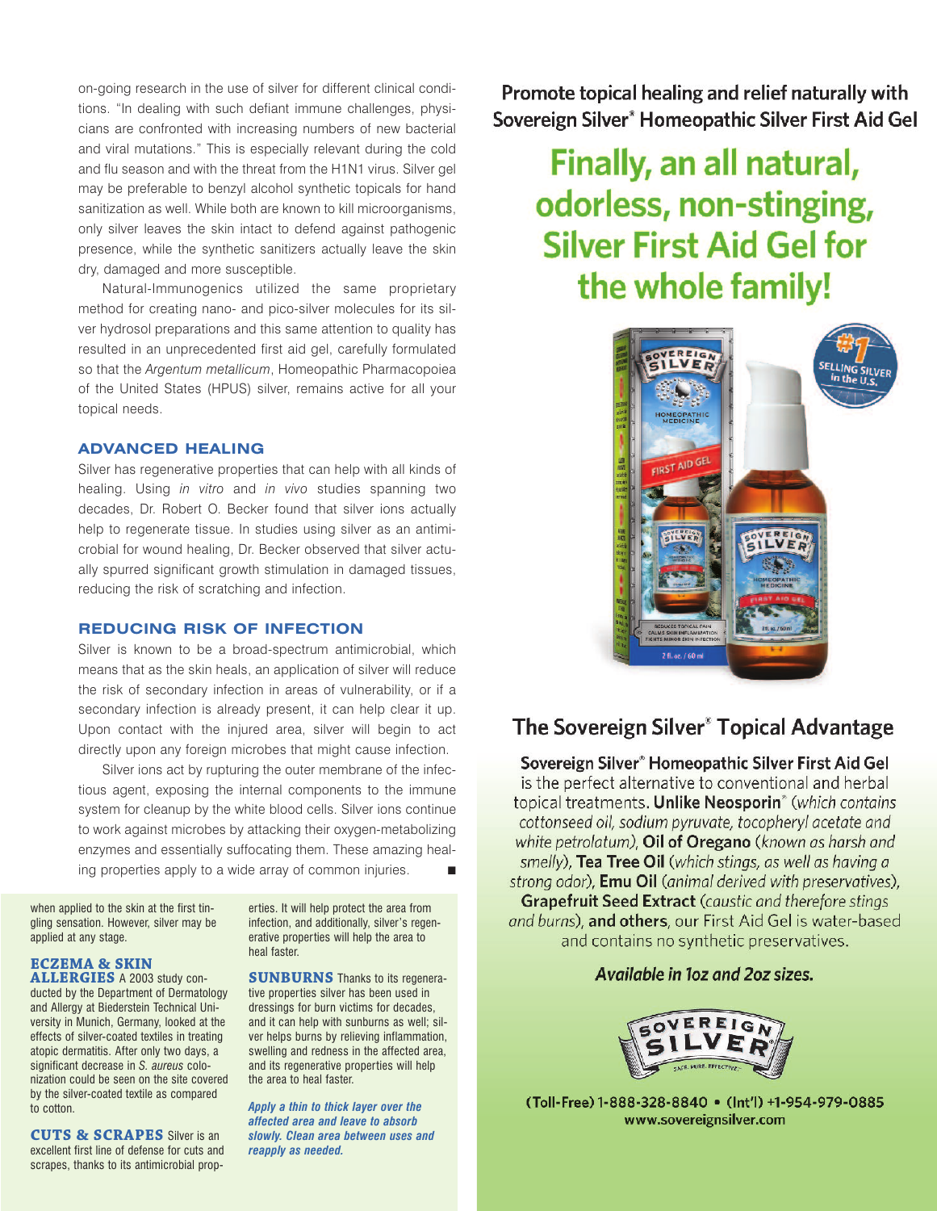on-going research in the use of silver for different clinical conditions. "In dealing with such defiant immune challenges, physicians are confronted with increasing numbers of new bacterial and viral mutations." This is especially relevant during the cold and flu season and with the threat from the H1N1 virus. Silver gel may be preferable to benzyl alcohol synthetic topicals for hand sanitization as well. While both are known to kill microorganisms, only silver leaves the skin intact to defend against pathogenic presence, while the synthetic sanitizers actually leave the skin dry, damaged and more susceptible.

Natural-Immunogenics utilized the same proprietary method for creating nano- and pico-silver molecules for its silver hydrosol preparations and this same attention to quality has resulted in an unprecedented first aid gel, carefully formulated so that the *Argentum metallicum*, Homeopathic Pharmacopoiea of the United States (HPUS) silver, remains active for all your topical needs.

### ADVANCED HEALING

Silver has regenerative properties that can help with all kinds of healing. Using *in vitro* and *in vivo* studies spanning two decades, Dr. Robert O. Becker found that silver ions actually help to regenerate tissue. In studies using silver as an antimicrobial for wound healing, Dr. Becker observed that silver actually spurred significant growth stimulation in damaged tissues, reducing the risk of scratching and infection.

### REDUCING RISK OF INFECTION

Silver is known to be a broad-spectrum antimicrobial, which means that as the skin heals, an application of silver will reduce the risk of secondary infection in areas of vulnerability, or if a secondary infection is already present, it can help clear it up. Upon contact with the injured area, silver will begin to act directly upon any foreign microbes that might cause infection.

Silver ions act by rupturing the outer membrane of the infectious agent, exposing the internal components to the immune system for cleanup by the white blood cells. Silver ions continue to work against microbes by attacking their oxygen-metabolizing enzymes and essentially suffocating them. These amazing healing properties apply to a wide array of common injuries. ■

when applied to the skin at the first tingling sensation. However, silver may be applied at any stage.

**ECZEMA & SKIN ALLERGIES** A 2003 study conducted by the Department of Dermatology and Allergy at Biederstein Technical University in Munich, Germany, looked at the effects of silver-coated textiles in treating atopic dermatitis. After only two days, a significant decrease in *S. aureus* colonization could be seen on the site covered by the silver-coated textile as compared to cotton.

**CUTS & SCRAPES** Silver is an excellent first line of defense for cuts and scrapes, thanks to its antimicrobial properties. It will help protect the area from infection, and additionally, silver's regenerative properties will help the area to heal faster.

**SUNBURNS** Thanks to its regenerative properties silver has been used in dressings for burn victims for decades, and it can help with sunburns as well; silver helps burns by relieving inflammation, swelling and redness in the affected area, and its regenerative properties will help the area to heal faster.

***Apply a thin to thick layer over the affected area and leave to absorb slowly. Clean area between uses and reapply as needed.***

**Promote topical healing and relief naturally with Sovereign Silver® Homeopathic Silver First Aid Gel**

## Finally, an all natural, odorless, non-stinging, Silver First Aid Gel for the whole family!

## The Sovereign Silver® Topical Advantage

**Sovereign Silver® Homeopathic Silver First Aid Gel** is the perfect alternative to conventional and herbal topical treatments. **Unlike Neosporin®** *(which contains cottonseed oil, sodium pyruvate, tocopheryl acetate and white petrolatum)*, **Oil of Oregano** *(known as harsh and smelly)*, **Tea Tree Oil** *(which stings, as well as having a strong odor)*, **Emu Oil** *(animal derived with preservatives)*, **Grapefruit Seed Extract** *(caustic and therefore stings and burns)*, **and others**, our First Aid Gel is water-based and contains no synthetic preservatives.

***Available in 1oz and 2oz sizes.***

(Toll-Free) 1-888-328-8840 • (Int'l) +1-954-979-0885
www.sovereignsilver.com